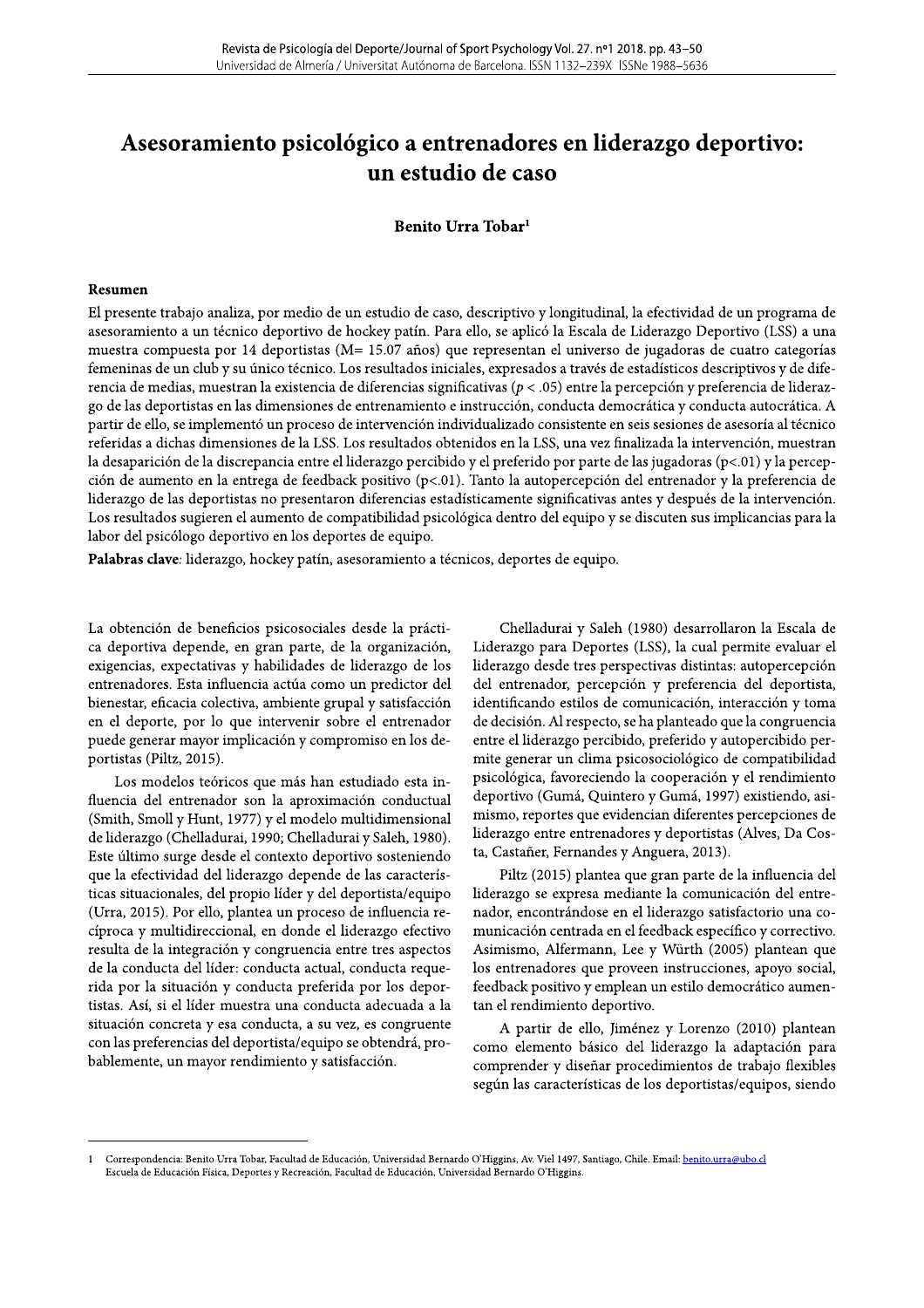# Asesoramiento psicológico a entrenadores en liderazgo deportivo: un estudio de caso

**Benito Urra Tobar**[1]

## Resumen

El presente trabajo analiza, por medio de un estudio de caso, descriptivo y longitudinal, la efectividad de un programa de asesoramiento a un técnico deportivo de hockey patín. Para ello, se aplicó la Escala de Liderazgo Deportivo (LSS) a una muestra compuesta por 14 deportistas (M= 15.07 años) que representan el universo de jugadoras de cuatro categorías femeninas de un club y su único técnico. Los resultados iniciales, expresados a través de estadísticos descriptivos y de diferencia de medias, muestran la existencia de diferencias significativas ($p < .05$) entre la percepción y preferencia de liderazgo de las deportistas en las dimensiones de entrenamiento e instrucción, conducta democrática y conducta autocrática. A partir de ello, se implementó un proceso de intervención individualizado consistente en seis sesiones de asesoría al técnico referidas a dichas dimensiones de la LSS. Los resultados obtenidos en la LSS, una vez finalizada la intervención, muestran la desaparición de la discrepancia entre el liderazgo percibido y el preferido por parte de las jugadoras ($p<.01$) y la percepción de aumento en la entrega de feedback positivo ($p<.01$). Tanto la autopercepción del entrenador y la preferencia de liderazgo de las deportistas no presentaron diferencias estadísticamente significativas antes y después de la intervención. Los resultados sugieren el aumento de compatibilidad psicológica dentro del equipo y se discuten sus implicancias para la labor del psicólogo deportivo en los deportes de equipo.

**Palabras clave**: liderazgo, hockey patín, asesoramiento a técnicos, deportes de equipo.

La obtención de beneficios psicosociales desde la práctica deportiva depende, en gran parte, de la organización, exigencias, expectativas y habilidades de liderazgo de los entrenadores. Esta influencia actúa como un predictor del bienestar, eficacia colectiva, ambiente grupal y satisfacción en el deporte, por lo que intervenir sobre el entrenador puede generar mayor implicación y compromiso en los deportistas (Piltz, 2015).

Los modelos teóricos que más han estudiado esta influencia del entrenador son la aproximación conductual (Smith, Smoll y Hunt, 1977) y el modelo multidimensional de liderazgo (Chelladurai, 1990; Chelladurai y Saleh, 1980). Este último surge desde el contexto deportivo sosteniendo que la efectividad del liderazgo depende de las características situacionales, del propio líder y del deportista/equipo (Urra, 2015). Por ello, plantea un proceso de influencia recíproca y multidireccional, en donde el liderazgo efectivo resulta de la integración y congruencia entre tres aspectos de la conducta del líder: conducta actual, conducta requerida por la situación y conducta preferida por los deportistas. Así, si el líder muestra una conducta adecuada a la situación concreta y esa conducta, a su vez, es congruente con las preferencias del deportista/equipo se obtendrá, probablemente, un mayor rendimiento y satisfacción.

Chelladurai y Saleh (1980) desarrollaron la Escala de Liderazgo para Deportes (LSS), la cual permite evaluar el liderazgo desde tres perspectivas distintas: autopercepción del entrenador, percepción y preferencia del deportista, identificando estilos de comunicación, interacción y toma de decisión. Al respecto, se ha planteado que la congruencia entre el liderazgo percibido, preferido y autopercibido permite generar un clima psicosociológico de compatibilidad psicológica, favoreciendo la cooperación y el rendimiento deportivo (Gumá, Quintero y Gumá, 1997) existiendo, asimismo, reportes que evidencian diferentes percepciones de liderazgo entre entrenadores y deportistas (Alves, Da Costa, Castañer, Fernandes y Anguera, 2013).

Piltz (2015) plantea que gran parte de la influencia del liderazgo se expresa mediante la comunicación del entrenador, encontrándose en el liderazgo satisfactorio una comunicación centrada en el feedback específico y correctivo. Asimismo, Alfermann, Lee y Würth (2005) plantean que los entrenadores que proveen instrucciones, apoyo social, feedback positivo y emplean un estilo democrático aumentan el rendimiento deportivo.

A partir de ello, Jiménez y Lorenzo (2010) plantean como elemento básico del liderazgo la adaptación para comprender y diseñar procedimientos de trabajo flexibles según las características de los deportistas/equipos, siendo

---

1 Correspondencia: Benito Urra Tobar, Facultad de Educación, Universidad Bernardo O'Higgins, Av. Viel 1497, Santiago, Chile. Email: benito.urra@ubo.cl
Escuela de Educación Física, Deportes y Recreación, Facultad de Educación, Universidad Bernardo O'Higgins.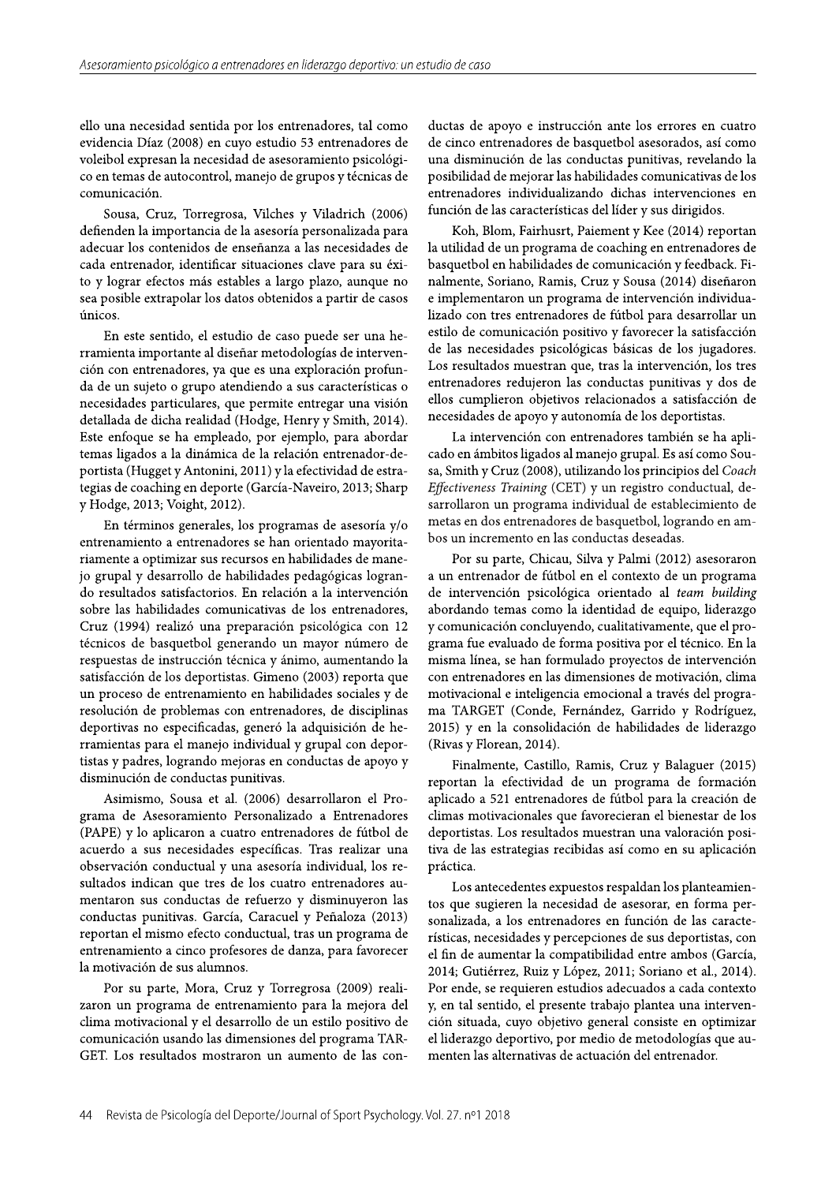ello una necesidad sentida por los entrenadores, tal como evidencia Díaz (2008) en cuyo estudio 53 entrenadores de voleibol expresan la necesidad de asesoramiento psicológico en temas de autocontrol, manejo de grupos y técnicas de comunicación.

Sousa, Cruz, Torregrosa, Vilches y Viladrich (2006) defienden la importancia de la asesoría personalizada para adecuar los contenidos de enseñanza a las necesidades de cada entrenador, identificar situaciones clave para su éxito y lograr efectos más estables a largo plazo, aunque no sea posible extrapolar los datos obtenidos a partir de casos únicos.

En este sentido, el estudio de caso puede ser una herramienta importante al diseñar metodologías de intervención con entrenadores, ya que es una exploración profunda de un sujeto o grupo atendiendo a sus características o necesidades particulares, que permite entregar una visión detallada de dicha realidad (Hodge, Henry y Smith, 2014). Este enfoque se ha empleado, por ejemplo, para abordar temas ligados a la dinámica de la relación entrenador-deportista (Hugget y Antonini, 2011) y la efectividad de estrategias de coaching en deporte (García-Naveiro, 2013; Sharp y Hodge, 2013; Voight, 2012).

En términos generales, los programas de asesoría y/o entrenamiento a entrenadores se han orientado mayoritariamente a optimizar sus recursos en habilidades de manejo grupal y desarrollo de habilidades pedagógicas logrando resultados satisfactorios. En relación a la intervención sobre las habilidades comunicativas de los entrenadores, Cruz (1994) realizó una preparación psicológica con 12 técnicos de basquetbol generando un mayor número de respuestas de instrucción técnica y ánimo, aumentando la satisfacción de los deportistas. Gimeno (2003) reporta que un proceso de entrenamiento en habilidades sociales y de resolución de problemas con entrenadores, de disciplinas deportivas no especificadas, generó la adquisición de herramientas para el manejo individual y grupal con deportistas y padres, logrando mejoras en conductas de apoyo y disminución de conductas punitivas.

Asimismo, Sousa et al. (2006) desarrollaron el Programa de Asesoramiento Personalizado a Entrenadores (PAPE) y lo aplicaron a cuatro entrenadores de fútbol de acuerdo a sus necesidades específicas. Tras realizar una observación conductual y una asesoría individual, los resultados indican que tres de los cuatro entrenadores aumentaron sus conductas de refuerzo y disminuyeron las conductas punitivas. García, Caracuel y Peñaloza (2013) reportan el mismo efecto conductual, tras un programa de entrenamiento a cinco profesores de danza, para favorecer la motivación de sus alumnos.

Por su parte, Mora, Cruz y Torregrosa (2009) realizaron un programa de entrenamiento para la mejora del clima motivacional y el desarrollo de un estilo positivo de comunicación usando las dimensiones del programa TARGET. Los resultados mostraron un aumento de las conductas de apoyo e instrucción ante los errores en cuatro de cinco entrenadores de basquetbol asesorados, así como una disminución de las conductas punitivas, revelando la posibilidad de mejorar las habilidades comunicativas de los entrenadores individualizando dichas intervenciones en función de las características del líder y sus dirigidos.

Koh, Blom, Fairhusrt, Paiement y Kee (2014) reportan la utilidad de un programa de coaching en entrenadores de basquetbol en habilidades de comunicación y feedback. Finalmente, Soriano, Ramis, Cruz y Sousa (2014) diseñaron e implementaron un programa de intervención individualizado con tres entrenadores de fútbol para desarrollar un estilo de comunicación positivo y favorecer la satisfacción de las necesidades psicológicas básicas de los jugadores. Los resultados muestran que, tras la intervención, los tres entrenadores redujeron las conductas punitivas y dos de ellos cumplieron objetivos relacionados a satisfacción de necesidades de apoyo y autonomía de los deportistas.

La intervención con entrenadores también se ha aplicado en ámbitos ligados al manejo grupal. Es así como Sousa, Smith y Cruz (2008), utilizando los principios del *Coach Effectiveness Training* (CET) y un registro conductual, desarrollaron un programa individual de establecimiento de metas en dos entrenadores de basquetbol, logrando en ambos un incremento en las conductas deseadas.

Por su parte, Chicau, Silva y Palmi (2012) asesoraron a un entrenador de fútbol en el contexto de un programa de intervención psicológica orientado al *team building* abordando temas como la identidad de equipo, liderazgo y comunicación concluyendo, cualitativamente, que el programa fue evaluado de forma positiva por el técnico. En la misma línea, se han formulado proyectos de intervención con entrenadores en las dimensiones de motivación, clima motivacional e inteligencia emocional a través del programa TARGET (Conde, Fernández, Garrido y Rodríguez, 2015) y en la consolidación de habilidades de liderazgo (Rivas y Florean, 2014).

Finalmente, Castillo, Ramis, Cruz y Balaguer (2015) reportan la efectividad de un programa de formación aplicado a 521 entrenadores de fútbol para la creación de climas motivacionales que favorecieran el bienestar de los deportistas. Los resultados muestran una valoración positiva de las estrategias recibidas así como en su aplicación práctica.

Los antecedentes expuestos respaldan los planteamientos que sugieren la necesidad de asesorar, en forma personalizada, a los entrenadores en función de las características, necesidades y percepciones de sus deportistas, con el fin de aumentar la compatibilidad entre ambos (García, 2014; Gutiérrez, Ruiz y López, 2011; Soriano et al., 2014). Por ende, se requieren estudios adecuados a cada contexto y, en tal sentido, el presente trabajo plantea una intervención situada, cuyo objetivo general consiste en optimizar el liderazgo deportivo, por medio de metodologías que aumenten las alternativas de actuación del entrenador.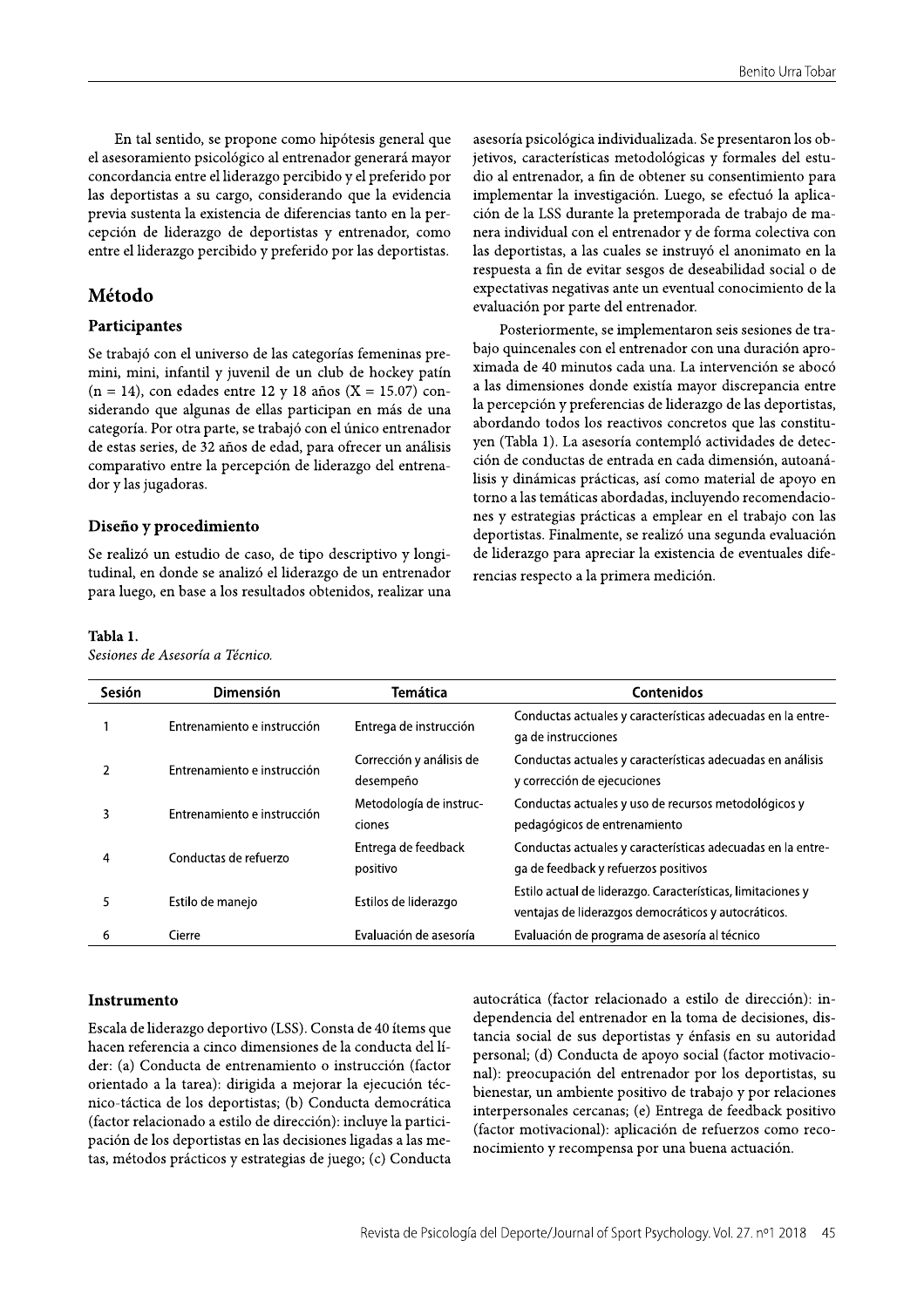En tal sentido, se propone como hipótesis general que el asesoramiento psicológico al entrenador generará mayor concordancia entre el liderazgo percibido y el preferido por las deportistas a su cargo, considerando que la evidencia previa sustenta la existencia de diferencias tanto en la percepción de liderazgo de deportistas y entrenador, como entre el liderazgo percibido y preferido por las deportistas.

## Método

### Participantes

Se trabajó con el universo de las categorías femeninas premini, mini, infantil y juvenil de un club de hockey patín (n = 14), con edades entre 12 y 18 años (X = 15.07) considerando que algunas de ellas participan en más de una categoría. Por otra parte, se trabajó con el único entrenador de estas series, de 32 años de edad, para ofrecer un análisis comparativo entre la percepción de liderazgo del entrenador y las jugadoras.

### Diseño y procedimiento

Se realizó un estudio de caso, de tipo descriptivo y longitudinal, en donde se analizó el liderazgo de un entrenador para luego, en base a los resultados obtenidos, realizar una asesoría psicológica individualizada. Se presentaron los objetivos, características metodológicas y formales del estudio al entrenador, a fin de obtener su consentimiento para implementar la investigación. Luego, se efectuó la aplicación de la LSS durante la pretemporada de trabajo de manera individual con el entrenador y de forma colectiva con las deportistas, a las cuales se instruyó el anonimato en la respuesta a fin de evitar sesgos de deseabilidad social o de expectativas negativas ante un eventual conocimiento de la evaluación por parte del entrenador.

Posteriormente, se implementaron seis sesiones de trabajo quincenales con el entrenador con una duración aproximada de 40 minutos cada una. La intervención se abocó a las dimensiones donde existía mayor discrepancia entre la percepción y preferencias de liderazgo de las deportistas, abordando todos los reactivos concretos que las constituyen (Tabla 1). La asesoría contempló actividades de detección de conductas de entrada en cada dimensión, autoanálisis y dinámicas prácticas, así como material de apoyo en torno a las temáticas abordadas, incluyendo recomendaciones y estrategias prácticas a emplear en el trabajo con las deportistas. Finalmente, se realizó una segunda evaluación de liderazgo para apreciar la existencia de eventuales diferencias respecto a la primera medición.

**Tabla 1.**
*Sesiones de Asesoría a Técnico.*

| Sesión | Dimensión | Temática | Contenidos |
|---|---|---|---|
| 1 | Entrenamiento e instrucción | Entrega de instrucción | Conductas actuales y características adecuadas en la entrega de instrucciones |
| 2 | Entrenamiento e instrucción | Corrección y análisis de desempeño | Conductas actuales y características adecuadas en análisis y corrección de ejecuciones |
| 3 | Entrenamiento e instrucción | Metodología de instrucciones | Conductas actuales y uso de recursos metodológicos y pedagógicos de entrenamiento |
| 4 | Conductas de refuerzo | Entrega de feedback positivo | Conductas actuales y características adecuadas en la entrega de feedback y refuerzos positivos |
| 5 | Estilo de manejo | Estilos de liderazgo | Estilo actual de liderazgo. Características, limitaciones y ventajas de liderazgos democráticos y autocráticos. |
| 6 | Cierre | Evaluación de asesoría | Evaluación de programa de asesoría al técnico |

### Instrumento

Escala de liderazgo deportivo (LSS). Consta de 40 ítems que hacen referencia a cinco dimensiones de la conducta del líder: (a) Conducta de entrenamiento o instrucción (factor orientado a la tarea): dirigida a mejorar la ejecución técnico-táctica de los deportistas; (b) Conducta democrática (factor relacionado a estilo de dirección): incluye la participación de los deportistas en las decisiones ligadas a las metas, métodos prácticos y estrategias de juego; (c) Conducta autocrática (factor relacionado a estilo de dirección): independencia del entrenador en la toma de decisiones, distancia social de sus deportistas y énfasis en su autoridad personal; (d) Conducta de apoyo social (factor motivacional): preocupación del entrenador por los deportistas, su bienestar, un ambiente positivo de trabajo y por relaciones interpersonales cercanas; (e) Entrega de feedback positivo (factor motivacional): aplicación de refuerzos como reconocimiento y recompensa por una buena actuación.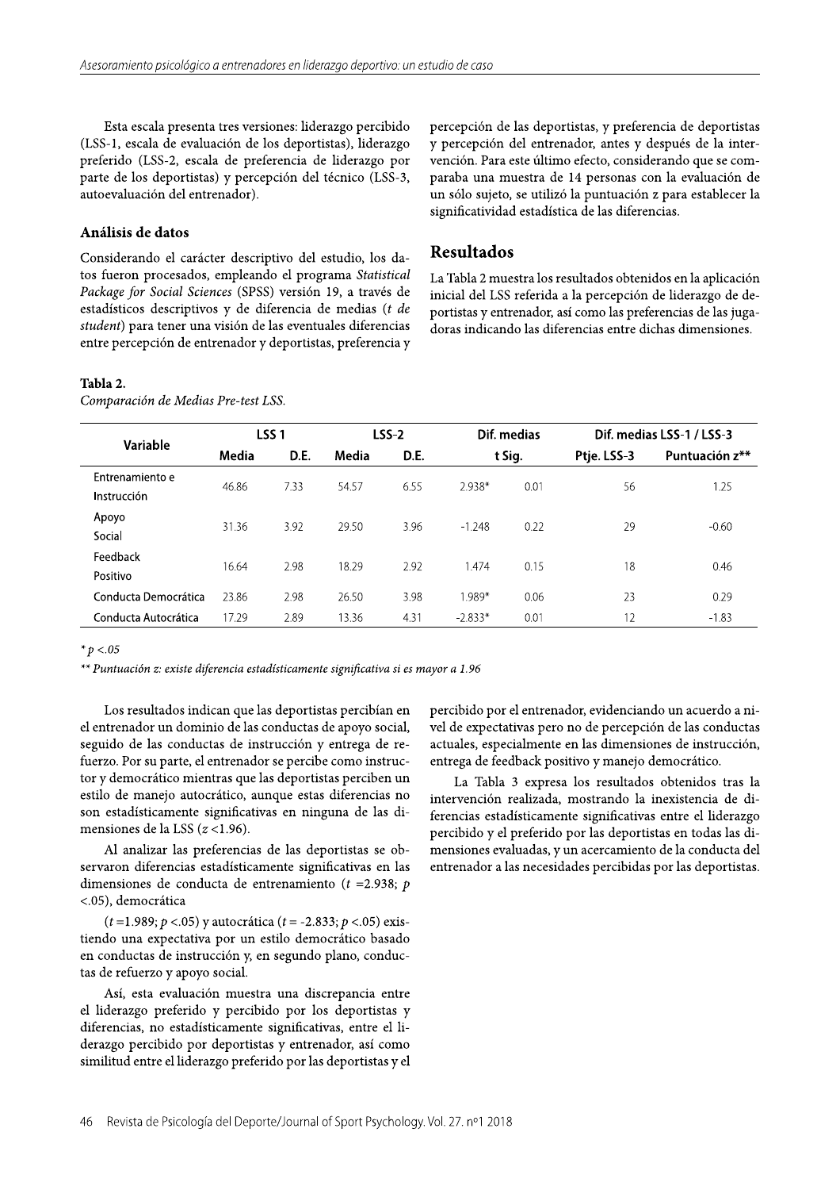Esta escala presenta tres versiones: liderazgo percibido (LSS-1, escala de evaluación de los deportistas), liderazgo preferido (LSS-2, escala de preferencia de liderazgo por parte de los deportistas) y percepción del técnico (LSS-3, autoevaluación del entrenador).

### Análisis de datos

Considerando el carácter descriptivo del estudio, los datos fueron procesados, empleando el programa *Statistical Package for Social Sciences* (SPSS) versión 19, a través de estadísticos descriptivos y de diferencia de medias (*t de student*) para tener una visión de las eventuales diferencias entre percepción de entrenador y deportistas, preferencia y percepción de las deportistas, y preferencia de deportistas y percepción del entrenador, antes y después de la intervención. Para este último efecto, considerando que se comparaba una muestra de 14 personas con la evaluación de un sólo sujeto, se utilizó la puntuación z para establecer la significatividad estadística de las diferencias.

## Resultados

La Tabla 2 muestra los resultados obtenidos en la aplicación inicial del LSS referida a la percepción de liderazgo de deportistas y entrenador, así como las preferencias de las jugadoras indicando las diferencias entre dichas dimensiones.

**Tabla 2.**
*Comparación de Medias Pre-test LSS.*

| Variable | LSS 1 | | LSS-2 | | Dif. medias | | Dif. medias LSS-1 / LSS-3 | |
|---|---|---|---|---|---|---|---|---|
| | Media | D.E. | Media | D.E. | t | Sig. | Ptje. LSS-3 | Puntuación z** |
| Entrenamiento e Instrucción | 46.86 | 7.33 | 54.57 | 6.55 | 2.938* | 0.01 | 56 | 1.25 |
| Apoyo Social | 31.36 | 3.92 | 29.50 | 3.96 | -1.248 | 0.22 | 29 | -0.60 |
| Feedback Positivo | 16.64 | 2.98 | 18.29 | 2.92 | 1.474 | 0.15 | 18 | 0.46 |
| Conducta Democrática | 23.86 | 2.98 | 26.50 | 3.98 | 1.989* | 0.06 | 23 | 0.29 |
| Conducta Autocrática | 17.29 | 2.89 | 13.36 | 4.31 | -2.833* | 0.01 | 12 | -1.83 |

* $p < .05$

** *Puntuación z: existe diferencia estadísticamente significativa si es mayor a 1.96*

Los resultados indican que las deportistas percibían en el entrenador un dominio de las conductas de apoyo social, seguido de las conductas de instrucción y entrega de refuerzo. Por su parte, el entrenador se percibe como instructor y democrático mientras que las deportistas perciben un estilo de manejo autocrático, aunque estas diferencias no son estadísticamente significativas en ninguna de las dimensiones de la LSS ($z < 1.96$).

Al analizar las preferencias de las deportistas se observaron diferencias estadísticamente significativas en las dimensiones de conducta de entrenamiento ($t = 2.938$; $p < .05$), democrática

($t = 1.989$; $p < .05$) y autocrática ($t = -2.833$; $p < .05$) existiendo una expectativa por un estilo democrático basado en conductas de instrucción y, en segundo plano, conductas de refuerzo y apoyo social.

Así, esta evaluación muestra una discrepancia entre el liderazgo preferido y percibido por los deportistas y diferencias, no estadísticamente significativas, entre el liderazgo percibido por deportistas y entrenador, así como similitud entre el liderazgo preferido por las deportistas y el percibido por el entrenador, evidenciando un acuerdo a nivel de expectativas pero no de percepción de las conductas actuales, especialmente en las dimensiones de instrucción, entrega de feedback positivo y manejo democrático.

La Tabla 3 expresa los resultados obtenidos tras la intervención realizada, mostrando la inexistencia de diferencias estadísticamente significativas entre el liderazgo percibido y el preferido por las deportistas en todas las dimensiones evaluadas, y un acercamiento de la conducta del entrenador a las necesidades percibidas por las deportistas.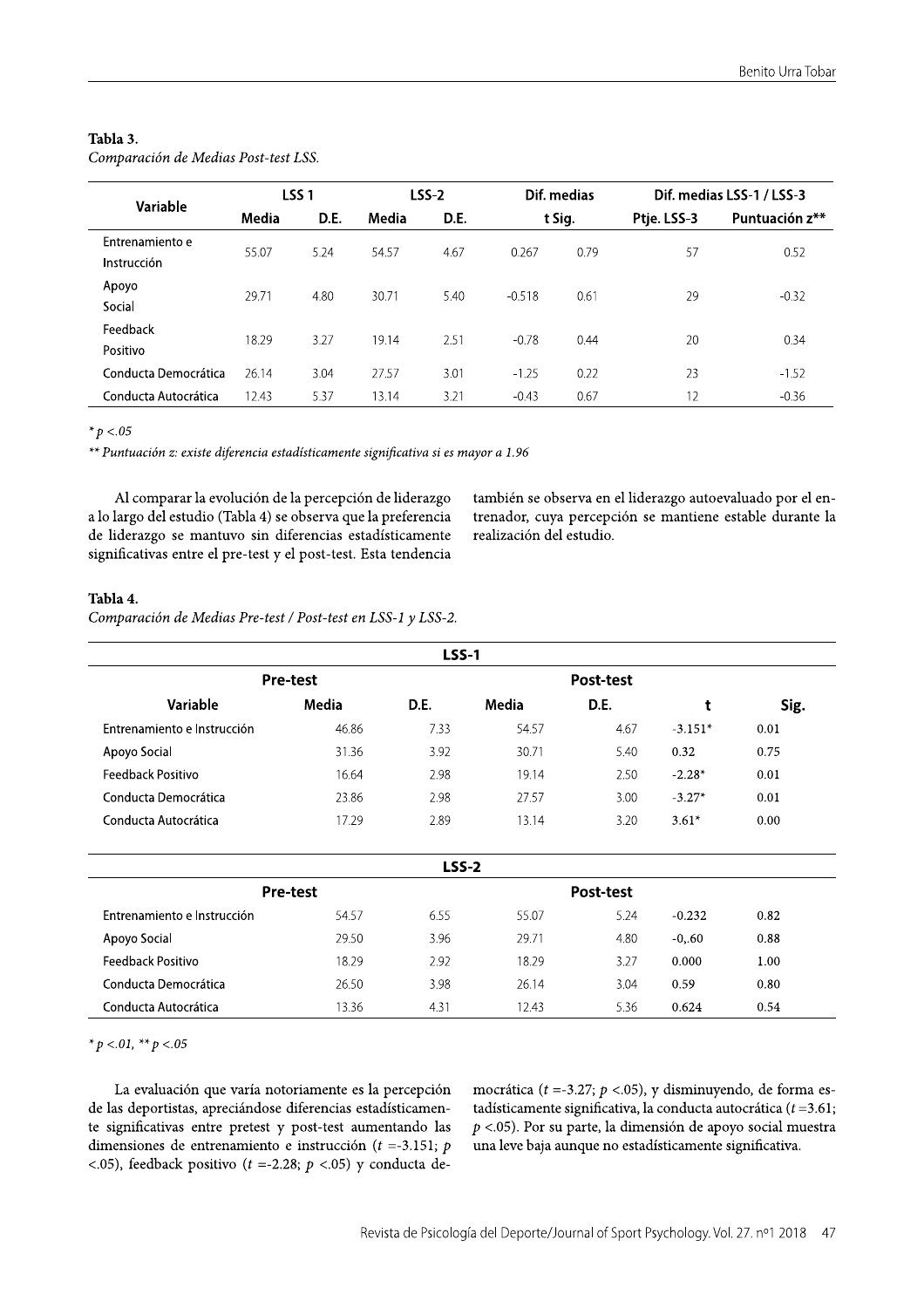**Tabla 3.**

*Comparación de Medias Post-test LSS.*

| Variable | LSS 1 | | LSS-2 | | Dif. medias | | Dif. medias LSS-1 / LSS-3 | |
|---|---|---|---|---|---|---|---|---|
| | Media | D.E. | Media | D.E. | t Sig. | | Ptje. LSS-3 | Puntuación z** |
| Entrenamiento e Instrucción | 55.07 | 5.24 | 54.57 | 4.67 | 0.267 | 0.79 | 57 | 0.52 |
| Apoyo Social | 29.71 | 4.80 | 30.71 | 5.40 | -0.518 | 0.61 | 29 | -0.32 |
| Feedback Positivo | 18.29 | 3.27 | 19.14 | 2.51 | -0.78 | 0.44 | 20 | 0.34 |
| Conducta Democrática | 26.14 | 3.04 | 27.57 | 3.01 | -1.25 | 0.22 | 23 | -1.52 |
| Conducta Autocrática | 12.43 | 5.37 | 13.14 | 3.21 | -0.43 | 0.67 | 12 | -0.36 |

* $p < .05$

** *Puntuación z: existe diferencia estadísticamente significativa si es mayor a 1.96*

Al comparar la evolución de la percepción de liderazgo a lo largo del estudio (Tabla 4) se observa que la preferencia de liderazgo se mantuvo sin diferencias estadísticamente significativas entre el pre-test y el post-test. Esta tendencia también se observa en el liderazgo autoevaluado por el entrenador, cuya percepción se mantiene estable durante la realización del estudio.

**Tabla 4.**

*Comparación de Medias Pre-test / Post-test en LSS-1 y LSS-2.*

| LSS-1 | | | | | | |
|---|---|---|---|---|---|---|
| | Pre-test | | Post-test | | | |
| Variable | Media | D.E. | Media | D.E. | t | Sig. |
| Entrenamiento e Instrucción | 46.86 | 7.33 | 54.57 | 4.67 | -3.151* | 0.01 |
| Apoyo Social | 31.36 | 3.92 | 30.71 | 5.40 | 0.32 | 0.75 |
| Feedback Positivo | 16.64 | 2.98 | 19.14 | 2.50 | -2.28* | 0.01 |
| Conducta Democrática | 23.86 | 2.98 | 27.57 | 3.00 | -3.27* | 0.01 |
| Conducta Autocrática | 17.29 | 2.89 | 13.14 | 3.20 | 3.61* | 0.00 |
| **LSS-2** | | | | | | |
| | Pre-test | | Post-test | | | |
| Entrenamiento e Instrucción | 54.57 | 6.55 | 55.07 | 5.24 | -0.232 | 0.82 |
| Apoyo Social | 29.50 | 3.96 | 29.71 | 4.80 | -0,.60 | 0.88 |
| Feedback Positivo | 18.29 | 2.92 | 18.29 | 3.27 | 0.000 | 1.00 |
| Conducta Democrática | 26.50 | 3.98 | 26.14 | 3.04 | 0.59 | 0.80 |
| Conducta Autocrática | 13.36 | 4.31 | 12.43 | 5.36 | 0.624 | 0.54 |

* $p < .01$, ** $p < .05$

La evaluación que varía notoriamente es la percepción de las deportistas, apreciándose diferencias estadísticamente significativas entre pretest y post-test aumentando las dimensiones de entrenamiento e instrucción ($t$ =-3.151; $p$ <.05), feedback positivo ($t$ =-2.28; $p$ <.05) y conducta democrática ($t$ =-3.27; $p$ <.05), y disminuyendo, de forma estadísticamente significativa, la conducta autocrática ($t$ =3.61; $p$ <.05). Por su parte, la dimensión de apoyo social muestra una leve baja aunque no estadísticamente significativa.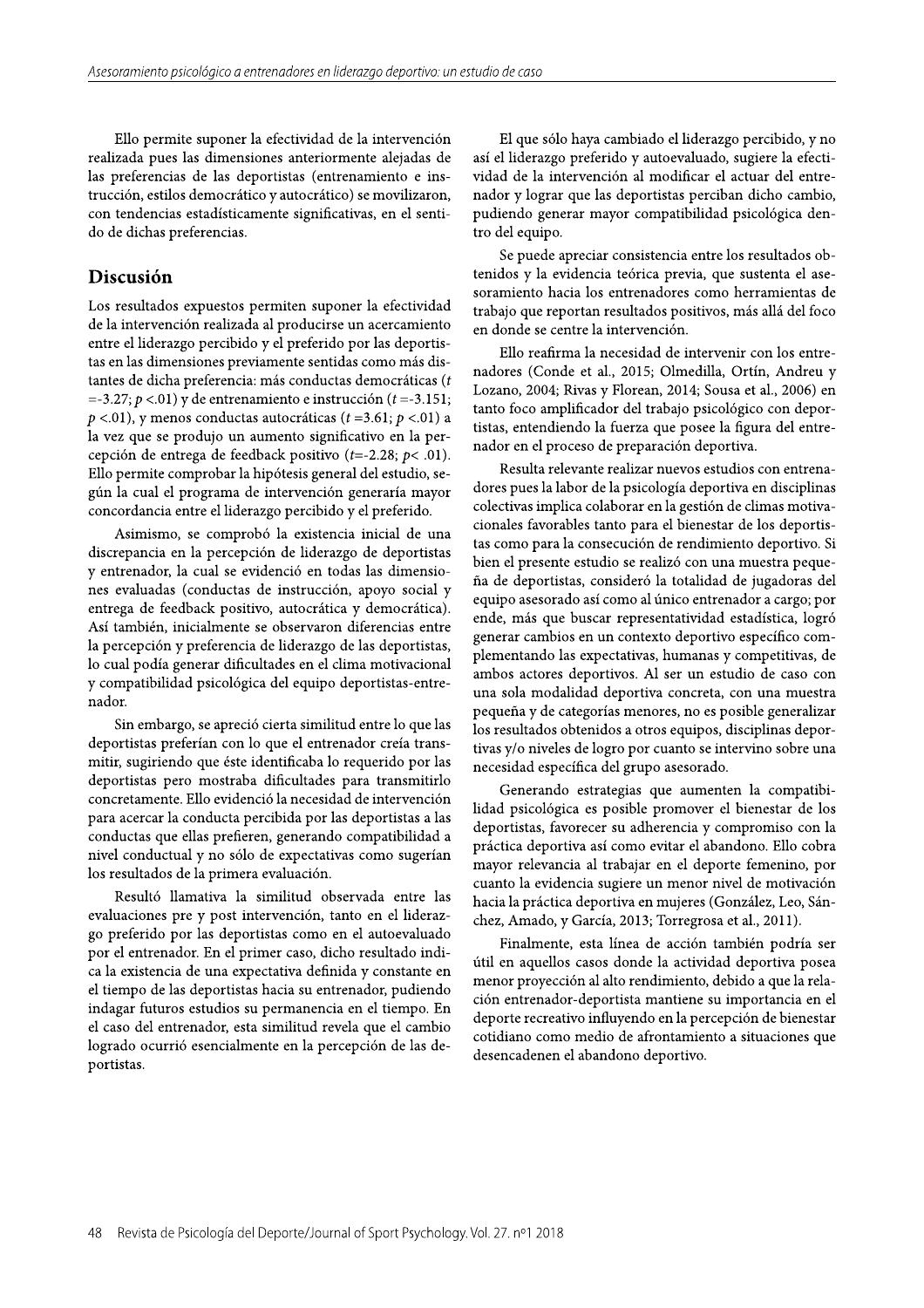Ello permite suponer la efectividad de la intervención realizada pues las dimensiones anteriormente alejadas de las preferencias de las deportistas (entrenamiento e instrucción, estilos democrático y autocrático) se movilizaron, con tendencias estadísticamente significativas, en el sentido de dichas preferencias.

## Discusión

Los resultados expuestos permiten suponer la efectividad de la intervención realizada al producirse un acercamiento entre el liderazgo percibido y el preferido por las deportistas en las dimensiones previamente sentidas como más distantes de dicha preferencia: más conductas democráticas ($t = -3.27$; $p < .01$) y de entrenamiento e instrucción ($t = -3.151$; $p < .01$), y menos conductas autocráticas ($t = 3.61$; $p < .01$) a la vez que se produjo un aumento significativo en la percepción de entrega de feedback positivo ($t = -2.28$; $p < .01$). Ello permite comprobar la hipótesis general del estudio, según la cual el programa de intervención generaría mayor concordancia entre el liderazgo percibido y el preferido.

Asimismo, se comprobó la existencia inicial de una discrepancia en la percepción de liderazgo de deportistas y entrenador, la cual se evidenció en todas las dimensiones evaluadas (conductas de instrucción, apoyo social y entrega de feedback positivo, autocrática y democrática). Así también, inicialmente se observaron diferencias entre la percepción y preferencia de liderazgo de las deportistas, lo cual podía generar dificultades en el clima motivacional y compatibilidad psicológica del equipo deportistas-entrenador.

Sin embargo, se apreció cierta similitud entre lo que las deportistas preferían con lo que el entrenador creía transmitir, sugiriendo que éste identificaba lo requerido por las deportistas pero mostraba dificultades para transmitirlo concretamente. Ello evidenció la necesidad de intervención para acercar la conducta percibida por las deportistas a las conductas que ellas prefieren, generando compatibilidad a nivel conductual y no sólo de expectativas como sugerían los resultados de la primera evaluación.

Resultó llamativa la similitud observada entre las evaluaciones pre y post intervención, tanto en el liderazgo preferido por las deportistas como en el autoevaluado por el entrenador. En el primer caso, dicho resultado indica la existencia de una expectativa definida y constante en el tiempo de las deportistas hacia su entrenador, pudiendo indagar futuros estudios su permanencia en el tiempo. En el caso del entrenador, esta similitud revela que el cambio logrado ocurrió esencialmente en la percepción de las deportistas.

El que sólo haya cambiado el liderazgo percibido, y no así el liderazgo preferido y autoevaluado, sugiere la efectividad de la intervención al modificar el actuar del entrenador y lograr que las deportistas perciban dicho cambio, pudiendo generar mayor compatibilidad psicológica dentro del equipo.

Se puede apreciar consistencia entre los resultados obtenidos y la evidencia teórica previa, que sustenta el asesoramiento hacia los entrenadores como herramientas de trabajo que reportan resultados positivos, más allá del foco en donde se centre la intervención.

Ello reafirma la necesidad de intervenir con los entrenadores (Conde et al., 2015; Olmedilla, Ortín, Andreu y Lozano, 2004; Rivas y Florean, 2014; Sousa et al., 2006) en tanto foco amplificador del trabajo psicológico con deportistas, entendiendo la fuerza que posee la figura del entrenador en el proceso de preparación deportiva.

Resulta relevante realizar nuevos estudios con entrenadores pues la labor de la psicología deportiva en disciplinas colectivas implica colaborar en la gestión de climas motivacionales favorables tanto para el bienestar de los deportistas como para la consecución de rendimiento deportivo. Si bien el presente estudio se realizó con una muestra pequeña de deportistas, consideró la totalidad de jugadoras del equipo asesorado así como al único entrenador a cargo; por ende, más que buscar representatividad estadística, logró generar cambios en un contexto deportivo específico complementando las expectativas, humanas y competitivas, de ambos actores deportivos. Al ser un estudio de caso con una sola modalidad deportiva concreta, con una muestra pequeña y de categorías menores, no es posible generalizar los resultados obtenidos a otros equipos, disciplinas deportivas y/o niveles de logro por cuanto se intervino sobre una necesidad específica del grupo asesorado.

Generando estrategias que aumenten la compatibilidad psicológica es posible promover el bienestar de los deportistas, favorecer su adherencia y compromiso con la práctica deportiva así como evitar el abandono. Ello cobra mayor relevancia al trabajar en el deporte femenino, por cuanto la evidencia sugiere un menor nivel de motivación hacia la práctica deportiva en mujeres (González, Leo, Sánchez, Amado, y García, 2013; Torregrosa et al., 2011).

Finalmente, esta línea de acción también podría ser útil en aquellos casos donde la actividad deportiva posea menor proyección al alto rendimiento, debido a que la relación entrenador-deportista mantiene su importancia en el deporte recreativo influyendo en la percepción de bienestar cotidiano como medio de afrontamiento a situaciones que desencadenen el abandono deportivo.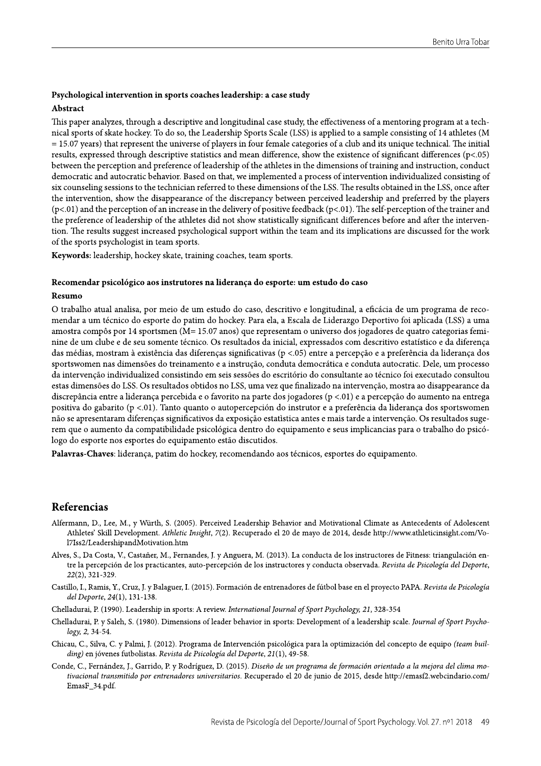**Psychological intervention in sports coaches leadership: a case study**

**Abstract**

This paper analyzes, through a descriptive and longitudinal case study, the effectiveness of a mentoring program at a technical sports of skate hockey. To do so, the Leadership Sports Scale (LSS) is applied to a sample consisting of 14 athletes (M = 15.07 years) that represent the universe of players in four female categories of a club and its unique technical. The initial results, expressed through descriptive statistics and mean difference, show the existence of significant differences ($p<.05$) between the perception and preference of leadership of the athletes in the dimensions of training and instruction, conduct democratic and autocratic behavior. Based on that, we implemented a process of intervention individualized consisting of six counseling sessions to the technician referred to these dimensions of the LSS. The results obtained in the LSS, once after the intervention, show the disappearance of the discrepancy between perceived leadership and preferred by the players ($p<.01$) and the perception of an increase in the delivery of positive feedback ($p<.01$). The self-perception of the trainer and the preference of leadership of the athletes did not show statistically significant differences before and after the intervention. The results suggest increased psychological support within the team and its implications are discussed for the work of the sports psychologist in team sports.

**Keywords:** leadership, hockey skate, training coaches, team sports.

**Recomendar psicológico aos instrutores na liderança do esporte: um estudo do caso**

**Resumo**

O trabalho atual analisa, por meio de um estudo do caso, descritivo e longitudinal, a eficácia de um programa de recomendar a um técnico do esporte do patim do hockey. Para ela, a Escala de Liderazgo Deportivo foi aplicada (LSS) a uma amostra compôs por 14 sportsmen (M= 15.07 anos) que representam o universo dos jogadores de quatro categorias feminine de um clube e de seu somente técnico. Os resultados da inicial, expressados com descritivo estatístico e da diferença das médias, mostram à existência das diferenças significativas ($p <.05$) entre a percepção e a preferência da liderança dos sportswomen nas dimensões do treinamento e a instrução, conduta democrática e conduta autocratic. Dele, um processo da intervenção individualized consistindo em seis sessões do escritório do consultante ao técnico foi executado consultou estas dimensões do LSS. Os resultados obtidos no LSS, uma vez que finalizado na intervenção, mostra ao disappearance da discrepância entre a liderança percebida e o favorito na parte dos jogadores ($p <.01$) e a percepção do aumento na entrega positiva do gabarito ($p <.01$). Tanto quanto o autopercepción do instrutor e a preferência da liderança dos sportswomen não se apresentaram diferenças significativos da exposição estatística antes e mais tarde a intervenção. Os resultados sugerem que o aumento da compatibilidade psicológica dentro do equipamento e seus implicancias para o trabalho do psicólogo do esporte nos esportes do equipamento estão discutidos.

**Palavras-Chaves**: liderança, patim do hockey, recomendando aos técnicos, esportes do equipamento.

## Referencias

Alfermann, D., Lee, M., y Würth, S. (2005). Perceived Leadership Behavior and Motivational Climate as Antecedents of Adolescent Athletes' Skill Development. *Athletic Insight*, *7*(2). Recuperado el 20 de mayo de 2014, desde http://www.athleticinsight.com/Vol7Iss2/LeadershipandMotivation.htm

Alves, S., Da Costa, V., Castañer, M., Fernandes, J. y Anguera, M. (2013). La conducta de los instructores de Fitness: triangulación entre la percepción de los practicantes, auto-percepción de los instructores y conducta observada. *Revista de Psicología del Deporte*, *22*(2), 321-329.

Castillo, I., Ramis, Y., Cruz, J. y Balaguer, I. (2015). Formación de entrenadores de fútbol base en el proyecto PAPA. *Revista de Psicología del Deporte*, *24*(1), 131-138.

Chelladurai, P. (1990). Leadership in sports: A review. *International Journal of Sport Psychology, 21*, 328-354

Chelladurai, P. y Saleh, S. (1980). Dimensions of leader behavior in sports: Development of a leadership scale. *Journal of Sport Psychology, 2,* 34-54.

Chicau, C., Silva, C. y Palmi, J. (2012). Programa de Intervención psicológica para la optimización del concepto de equipo *(team building)* en jóvenes futbolistas. *Revista de Psicología del Deporte*, *21*(1), 49-58.

Conde, C., Fernández, J., Garrido, P. y Rodríguez, D. (2015). *Diseño de un programa de formación orientado a la mejora del clima motivacional transmitido por entrenadores universitarios*. Recuperado el 20 de junio de 2015, desde http://emasf2.webcindario.com/EmasF_34.pdf.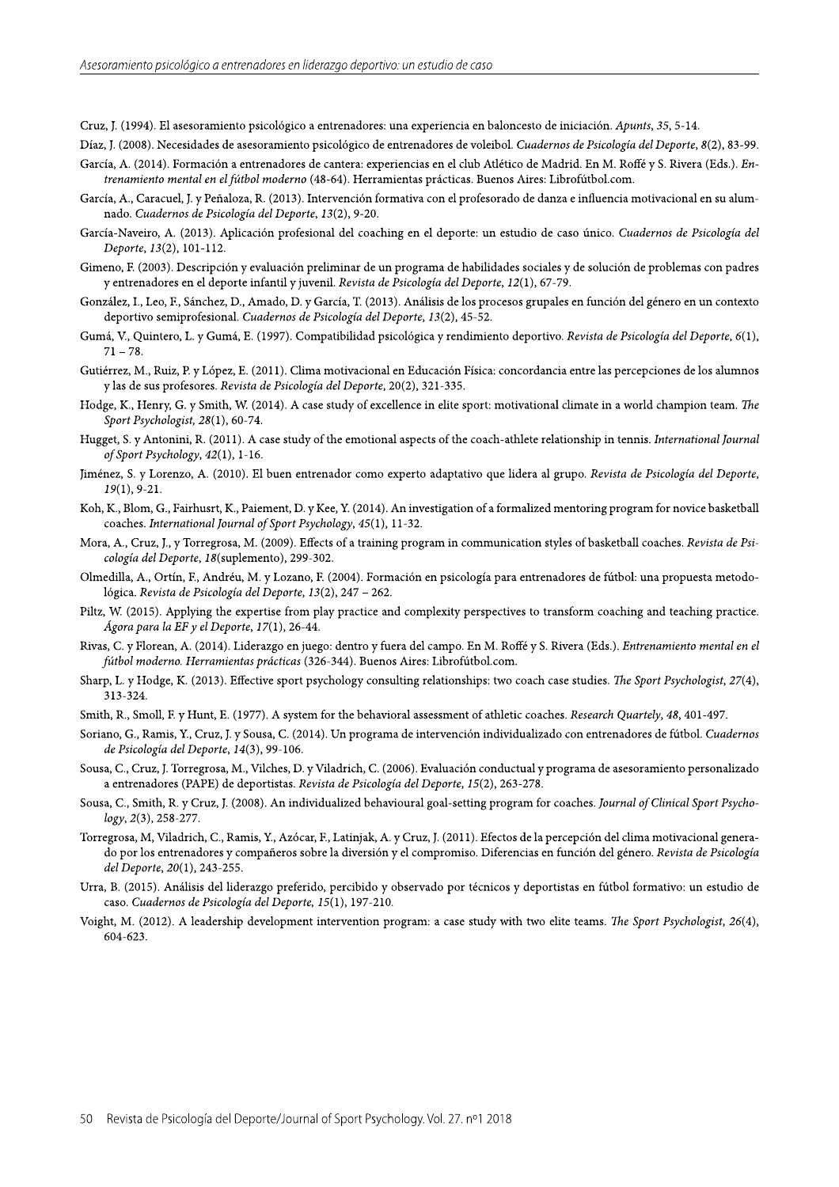Cruz, J. (1994). El asesoramiento psicológico a entrenadores: una experiencia en baloncesto de iniciación. *Apunts*, *35*, 5-14.

Díaz, J. (2008). Necesidades de asesoramiento psicológico de entrenadores de voleibol. *Cuadernos de Psicología del Deporte*, *8*(2), 83-99.

García, A. (2014). Formación a entrenadores de cantera: experiencias en el club Atlético de Madrid. En M. Roffé y S. Rivera (Eds.). *Entrenamiento mental en el fútbol moderno* (48-64). Herramientas prácticas. Buenos Aires: Librofútbol.com.

García, A., Caracuel, J. y Peñaloza, R. (2013). Intervención formativa con el profesorado de danza e influencia motivacional en su alumnado. *Cuadernos de Psicología del Deporte*, *13*(2), 9-20.

García-Naveiro, A. (2013). Aplicación profesional del coaching en el deporte: un estudio de caso único. *Cuadernos de Psicología del Deporte*, *13*(2), 101-112.

Gimeno, F. (2003). Descripción y evaluación preliminar de un programa de habilidades sociales y de solución de problemas con padres y entrenadores en el deporte infantil y juvenil. *Revista de Psicología del Deporte*, *12*(1), 67-79.

González, I., Leo, F., Sánchez, D., Amado, D. y García, T. (2013). Análisis de los procesos grupales en función del género en un contexto deportivo semiprofesional. *Cuadernos de Psicología del Deporte*, *13*(2), 45-52.

Gumá, V., Quintero, L. y Gumá, E. (1997). Compatibilidad psicológica y rendimiento deportivo. *Revista de Psicología del Deporte*, *6*(1), 71 – 78.

Gutiérrez, M., Ruiz, P. y López, E. (2011). Clima motivacional en Educación Física: concordancia entre las percepciones de los alumnos y las de sus profesores. *Revista de Psicología del Deporte*, 20(2), 321-335.

Hodge, K., Henry, G. y Smith, W. (2014). A case study of excellence in elite sport: motivational climate in a world champion team. *The Sport Psychologist, 28*(1), 60-74.

Hugget, S. y Antonini, R. (2011). A case study of the emotional aspects of the coach-athlete relationship in tennis. *International Journal of Sport Psychology*, *42*(1), 1-16.

Jiménez, S. y Lorenzo, A. (2010). El buen entrenador como experto adaptativo que lidera al grupo. *Revista de Psicología del Deporte*, *19*(1), 9-21.

Koh, K., Blom, G., Fairhusrt, K., Paiement, D. y Kee, Y. (2014). An investigation of a formalized mentoring program for novice basketball coaches. *International Journal of Sport Psychology*, *45*(1), 11-32.

Mora, A., Cruz, J., y Torregrosa, M. (2009). Effects of a training program in communication styles of basketball coaches. *Revista de Psicología del Deporte*, *18*(suplemento), 299-302.

Olmedilla, A., Ortín, F., Andréu, M. y Lozano, F. (2004). Formación en psicología para entrenadores de fútbol: una propuesta metodológica. *Revista de Psicología del Deporte*, *13*(2), 247 – 262.

Piltz, W. (2015). Applying the expertise from play practice and complexity perspectives to transform coaching and teaching practice. *Ágora para la EF y el Deporte*, *17*(1), 26-44.

Rivas, C. y Florean, A. (2014). Liderazgo en juego: dentro y fuera del campo. En M. Roffé y S. Rivera (Eds.). *Entrenamiento mental en el fútbol moderno. Herramientas prácticas* (326-344). Buenos Aires: Librofútbol.com.

Sharp, L. y Hodge, K. (2013). Effective sport psychology consulting relationships: two coach case studies. *The Sport Psychologist*, *27*(4), 313-324.

Smith, R., Smoll, F. y Hunt, E. (1977). A system for the behavioral assessment of athletic coaches. *Research Quartely*, *48*, 401-497.

Soriano, G., Ramis, Y., Cruz, J. y Sousa, C. (2014). Un programa de intervención individualizado con entrenadores de fútbol. *Cuadernos de Psicología del Deporte*, *14*(3), 99-106.

Sousa, C., Cruz, J. Torregrosa, M., Vilches, D. y Viladrich, C. (2006). Evaluación conductual y programa de asesoramiento personalizado a entrenadores (PAPE) de deportistas. *Revista de Psicología del Deporte*, *15*(2), 263-278.

Sousa, C., Smith, R. y Cruz, J. (2008). An individualized behavioural goal-setting program for coaches. *Journal of Clinical Sport Psychology*, *2*(3), 258-277.

Torregrosa, M, Viladrich, C., Ramis, Y., Azócar, F., Latinjak, A. y Cruz, J. (2011). Efectos de la percepción del clima motivacional generado por los entrenadores y compañeros sobre la diversión y el compromiso. Diferencias en función del género. *Revista de Psicología del Deporte*, *20*(1), 243-255.

Urra, B. (2015). Análisis del liderazgo preferido, percibido y observado por técnicos y deportistas en fútbol formativo: un estudio de caso. *Cuadernos de Psicología del Deporte*, *15*(1), 197-210.

Voight, M. (2012). A leadership development intervention program: a case study with two elite teams. *The Sport Psychologist*, *26*(4), 604-623.